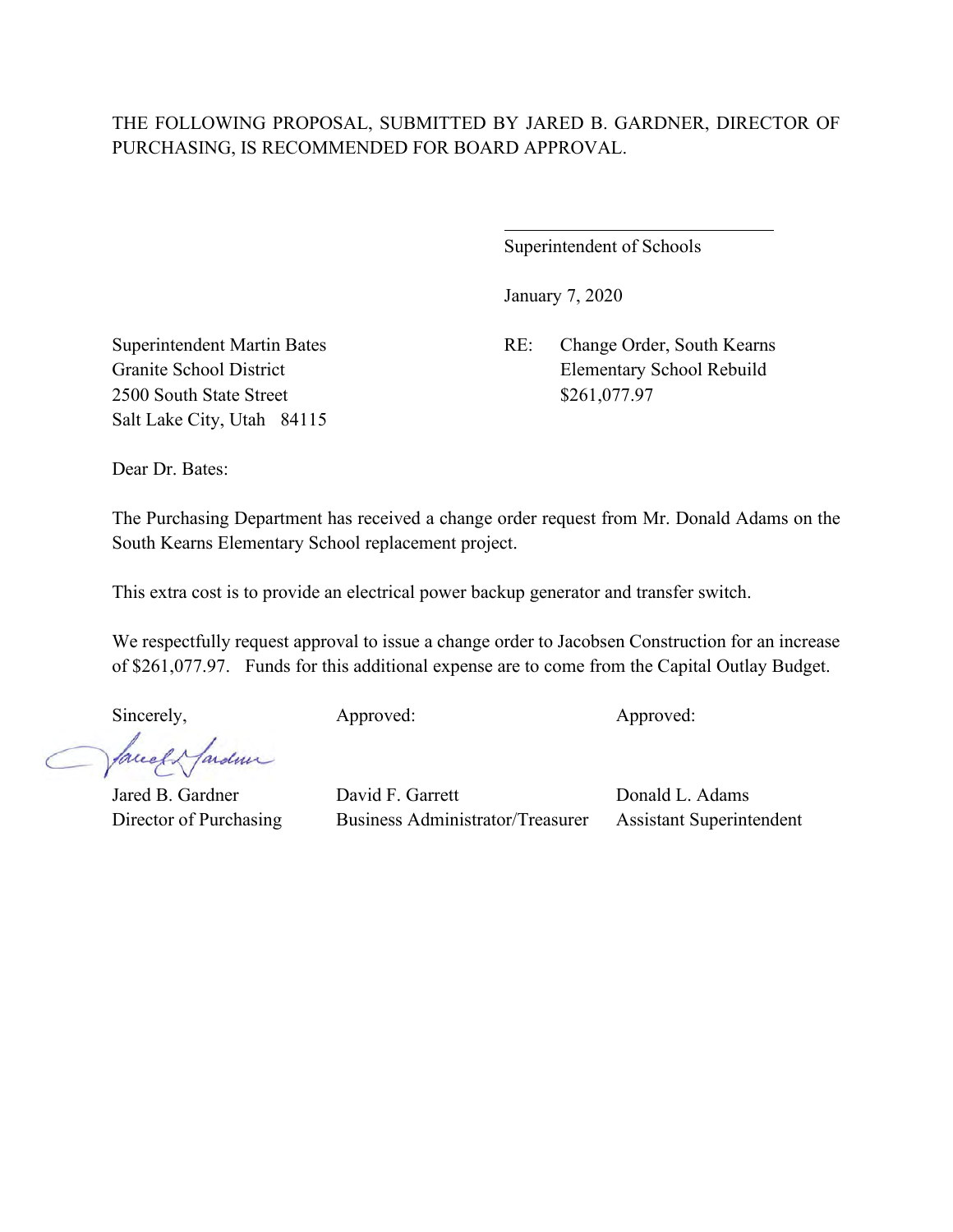THE FOLLOWING PROPOSAL, SUBMITTED BY JARED B. GARDNER, DIRECTOR OF PURCHASING, IS RECOMMENDED FOR BOARD APPROVAL.

\_\_\_\_\_\_\_\_\_\_\_\_\_\_\_\_\_\_\_\_\_\_\_\_\_\_\_\_\_\_

Superintendent of Schools

January 7, 2020

Superintendent Martin Bates
Granite School District
2500 South State Street
Salt Lake City, Utah 84115

RE: Change Order, South Kearns Elementary School Rebuild
$261,077.97

Dear Dr. Bates:

The Purchasing Department has received a change order request from Mr. Donald Adams on the South Kearns Elementary School replacement project.

This extra cost is to provide an electrical power backup generator and transfer switch.

We respectfully request approval to issue a change order to Jacobsen Construction for an increase of $261,077.97. Funds for this additional expense are to come from the Capital Outlay Budget.

| Sincerely, | Approved: | Approved: |
|---|---|---|
| Jared B. Gardner | David F. Garrett | Donald L. Adams |
| Director of Purchasing | Business Administrator/Treasurer | Assistant Superintendent |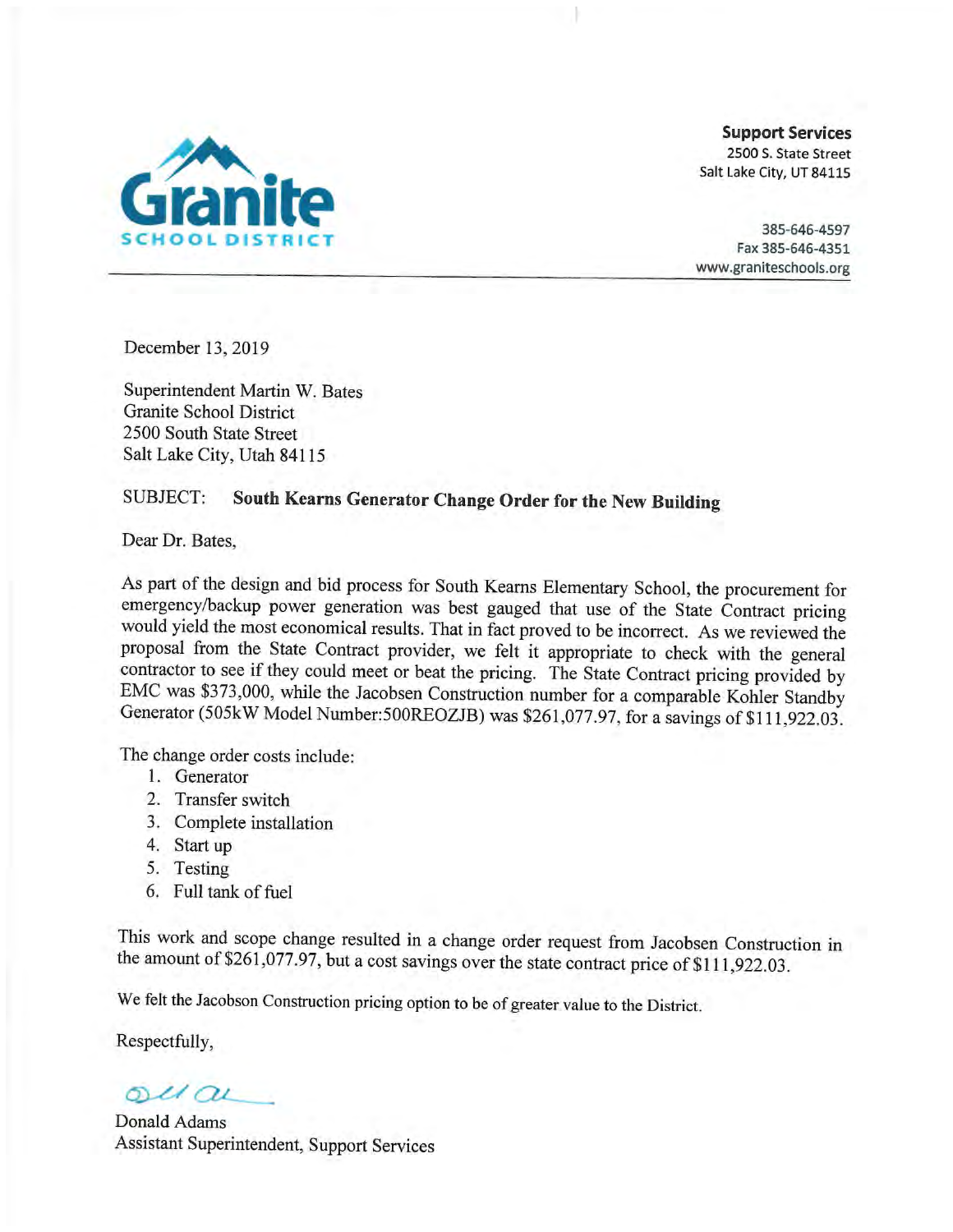**Granite SCHOOL DISTRICT**

**Support Services**
2500 S. State Street
Salt Lake City, UT 84115

385-646-4597
Fax 385-646-4351
www.graniteschools.org

---

December 13, 2019

Superintendent Martin W. Bates
Granite School District
2500 South State Street
Salt Lake City, Utah 84115

SUBJECT: **South Kearns Generator Change Order for the New Building**

Dear Dr. Bates,

As part of the design and bid process for South Kearns Elementary School, the procurement for emergency/backup power generation was best gauged that use of the State Contract pricing would yield the most economical results. That in fact proved to be incorrect. As we reviewed the proposal from the State Contract provider, we felt it appropriate to check with the general contractor to see if they could meet or beat the pricing. The State Contract pricing provided by EMC was $373,000, while the Jacobsen Construction number for a comparable Kohler Standby Generator (505kW Model Number:500REOZJB) was $261,077.97, for a savings of $111,922.03.

The change order costs include:

1. Generator
2. Transfer switch
3. Complete installation
4. Start up
5. Testing
6. Full tank of fuel

This work and scope change resulted in a change order request from Jacobsen Construction in the amount of $261,077.97, but a cost savings over the state contract price of $111,922.03.

We felt the Jacobson Construction pricing option to be of greater value to the District.

Respectfully,

Donald Adams
Assistant Superintendent, Support Services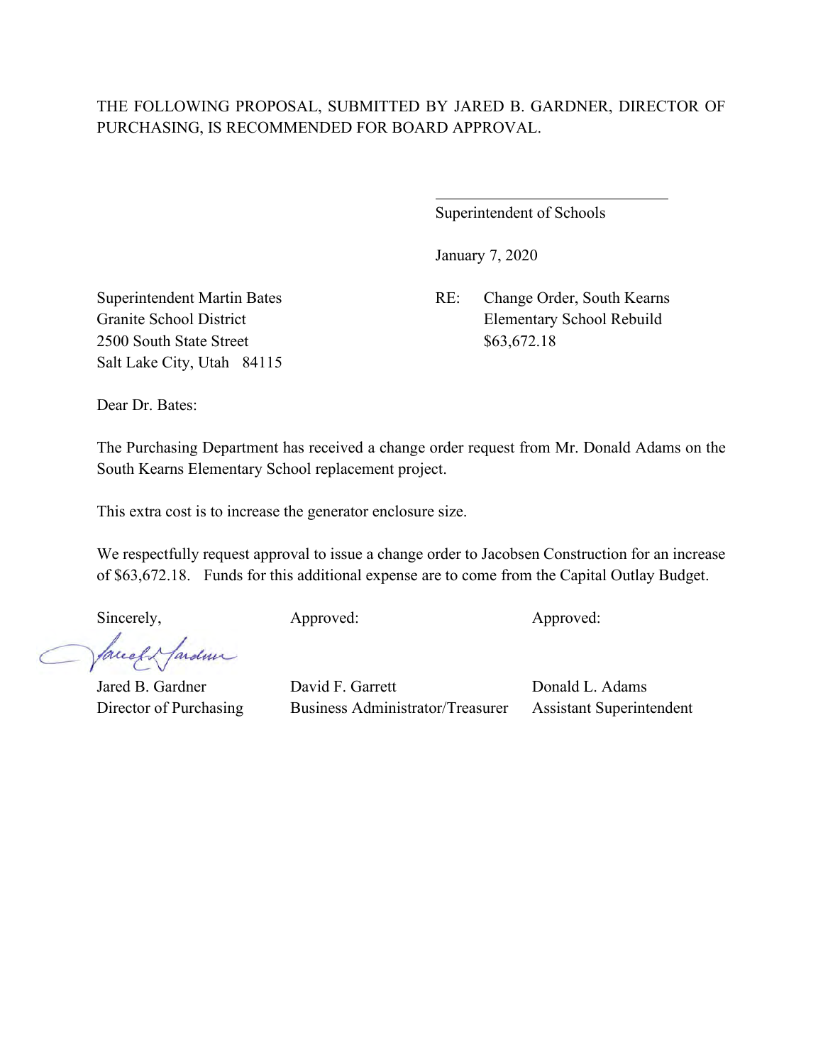THE FOLLOWING PROPOSAL, SUBMITTED BY JARED B. GARDNER, DIRECTOR OF PURCHASING, IS RECOMMENDED FOR BOARD APPROVAL.

\_\_\_\_\_\_\_\_\_\_\_\_\_\_\_\_\_\_\_\_\_\_\_\_\_\_\_\_\_\_
Superintendent of Schools

January 7, 2020

Superintendent Martin Bates
Granite School District
2500 South State Street
Salt Lake City, Utah 84115

RE: Change Order, South Kearns Elementary School Rebuild
$63,672.18

Dear Dr. Bates:

The Purchasing Department has received a change order request from Mr. Donald Adams on the South Kearns Elementary School replacement project.

This extra cost is to increase the generator enclosure size.

We respectfully request approval to issue a change order to Jacobsen Construction for an increase of $63,672.18. Funds for this additional expense are to come from the Capital Outlay Budget.

| Sincerely, | Approved: | Approved: |
|---|---|---|
| Jared B. Gardner | David F. Garrett | Donald L. Adams |
| Director of Purchasing | Business Administrator/Treasurer | Assistant Superintendent |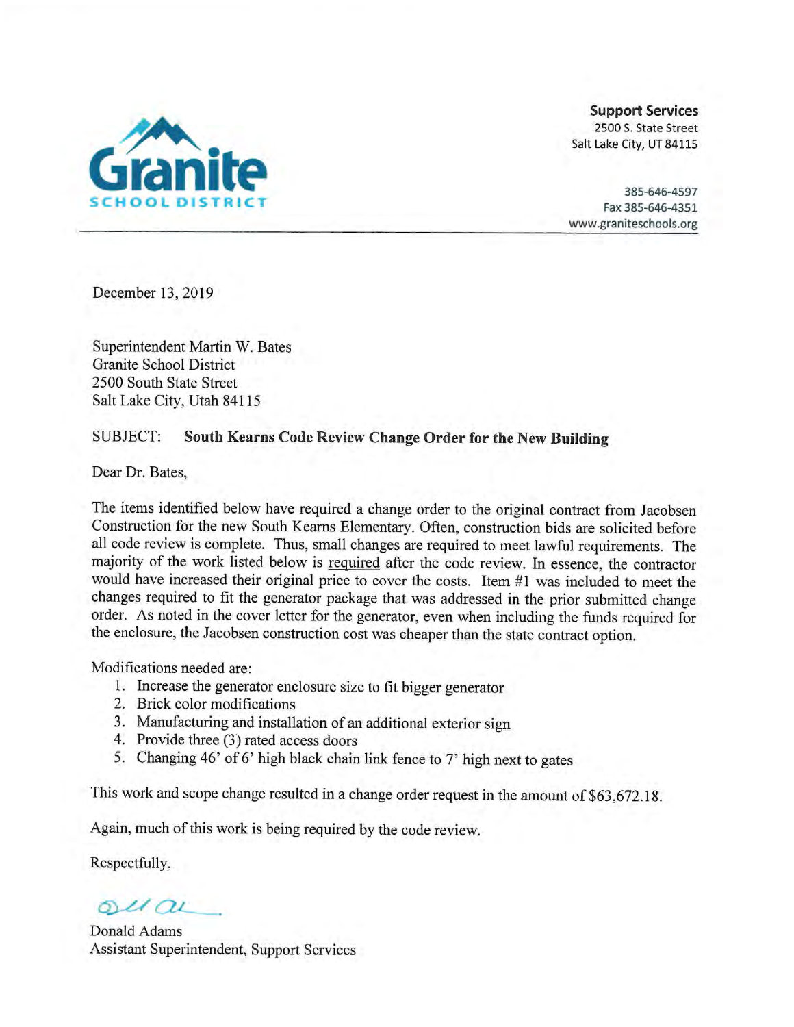Granite SCHOOL DISTRICT

**Support Services**
2500 S. State Street
Salt Lake City, UT 84115

385-646-4597
Fax 385-646-4351
www.graniteschools.org

---

December 13, 2019

Superintendent Martin W. Bates
Granite School District
2500 South State Street
Salt Lake City, Utah 84115

SUBJECT: **South Kearns Code Review Change Order for the New Building**

Dear Dr. Bates,

The items identified below have required a change order to the original contract from Jacobsen Construction for the new South Kearns Elementary. Often, construction bids are solicited before all code review is complete. Thus, small changes are required to meet lawful requirements. The majority of the work listed below is <u>required</u> after the code review. In essence, the contractor would have increased their original price to cover the costs. Item #1 was included to meet the changes required to fit the generator package that was addressed in the prior submitted change order. As noted in the cover letter for the generator, even when including the funds required for the enclosure, the Jacobsen construction cost was cheaper than the state contract option.

Modifications needed are:

1. Increase the generator enclosure size to fit bigger generator
2. Brick color modifications
3. Manufacturing and installation of an additional exterior sign
4. Provide three (3) rated access doors
5. Changing 46' of 6' high black chain link fence to 7' high next to gates

This work and scope change resulted in a change order request in the amount of $63,672.18.

Again, much of this work is being required by the code review.

Respectfully,

Donald Adams
Assistant Superintendent, Support Services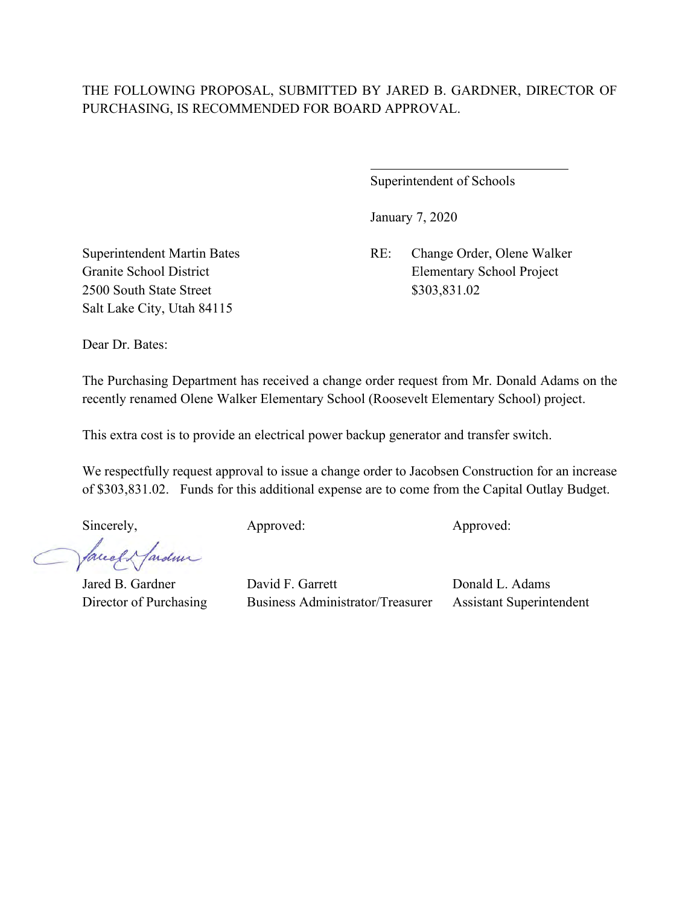THE FOLLOWING PROPOSAL, SUBMITTED BY JARED B. GARDNER, DIRECTOR OF PURCHASING, IS RECOMMENDED FOR BOARD APPROVAL.

\_\_\_\_\_\_\_\_\_\_\_\_\_\_\_\_\_\_\_\_\_\_\_\_\_\_\_\_\_\_

Superintendent of Schools

January 7, 2020

Superintendent Martin Bates
Granite School District
2500 South State Street
Salt Lake City, Utah 84115

RE: Change Order, Olene Walker Elementary School Project
$303,831.02

Dear Dr. Bates:

The Purchasing Department has received a change order request from Mr. Donald Adams on the recently renamed Olene Walker Elementary School (Roosevelt Elementary School) project.

This extra cost is to provide an electrical power backup generator and transfer switch.

We respectfully request approval to issue a change order to Jacobsen Construction for an increase of $303,831.02. Funds for this additional expense are to come from the Capital Outlay Budget.

| Sincerely, | Approved: | Approved: |
|---|---|---|
| Jared B. Gardner | David F. Garrett | Donald L. Adams |
| Director of Purchasing | Business Administrator/Treasurer | Assistant Superintendent |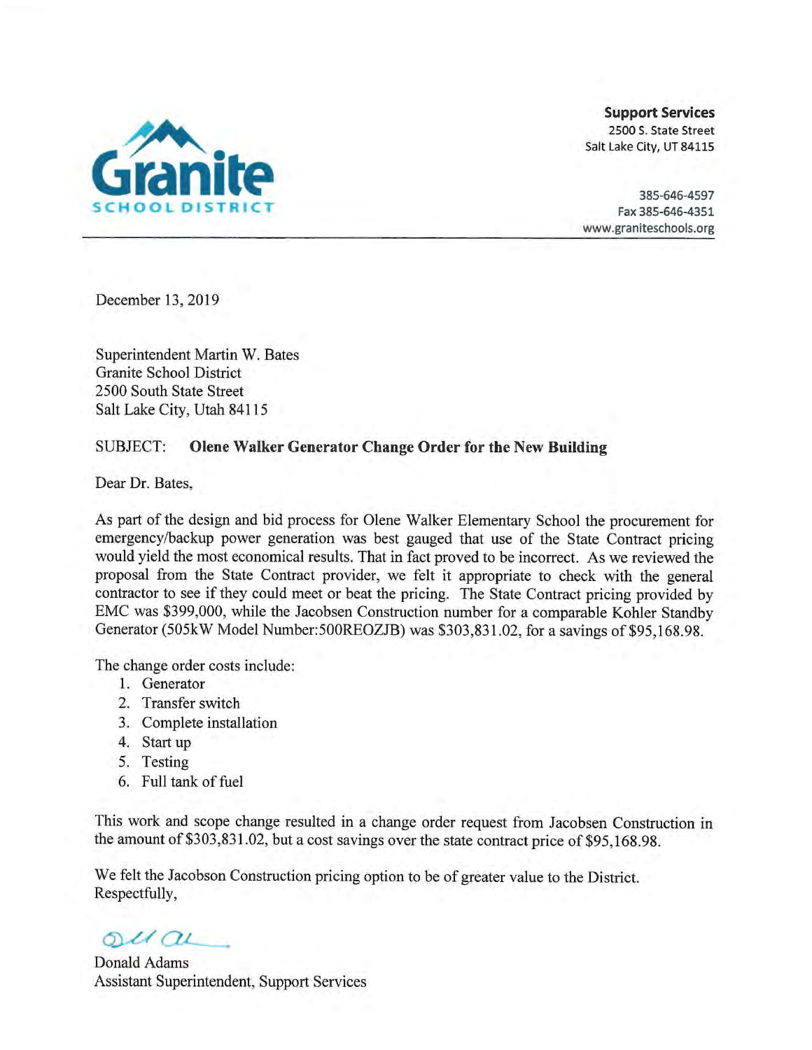Granite
SCHOOL DISTRICT

**Support Services**
2500 S. State Street
Salt Lake City, UT 84115

385-646-4597
Fax 385-646-4351
www.graniteschools.org

December 13, 2019

Superintendent Martin W. Bates
Granite School District
2500 South State Street
Salt Lake City, Utah 84115

SUBJECT: **Olene Walker Generator Change Order for the New Building**

Dear Dr. Bates,

As part of the design and bid process for Olene Walker Elementary School the procurement for emergency/backup power generation was best gauged that use of the State Contract pricing would yield the most economical results. That in fact proved to be incorrect. As we reviewed the proposal from the State Contract provider, we felt it appropriate to check with the general contractor to see if they could meet or beat the pricing. The State Contract pricing provided by EMC was $399,000, while the Jacobsen Construction number for a comparable Kohler Standby Generator (505kW Model Number:500REOZJB) was $303,831.02, for a savings of $95,168.98.

The change order costs include:

1. Generator
2. Transfer switch
3. Complete installation
4. Start up
5. Testing
6. Full tank of fuel

This work and scope change resulted in a change order request from Jacobsen Construction in the amount of $303,831.02, but a cost savings over the state contract price of $95,168.98.

We felt the Jacobson Construction pricing option to be of greater value to the District.

Respectfully,

Donald Adams
Assistant Superintendent, Support Services